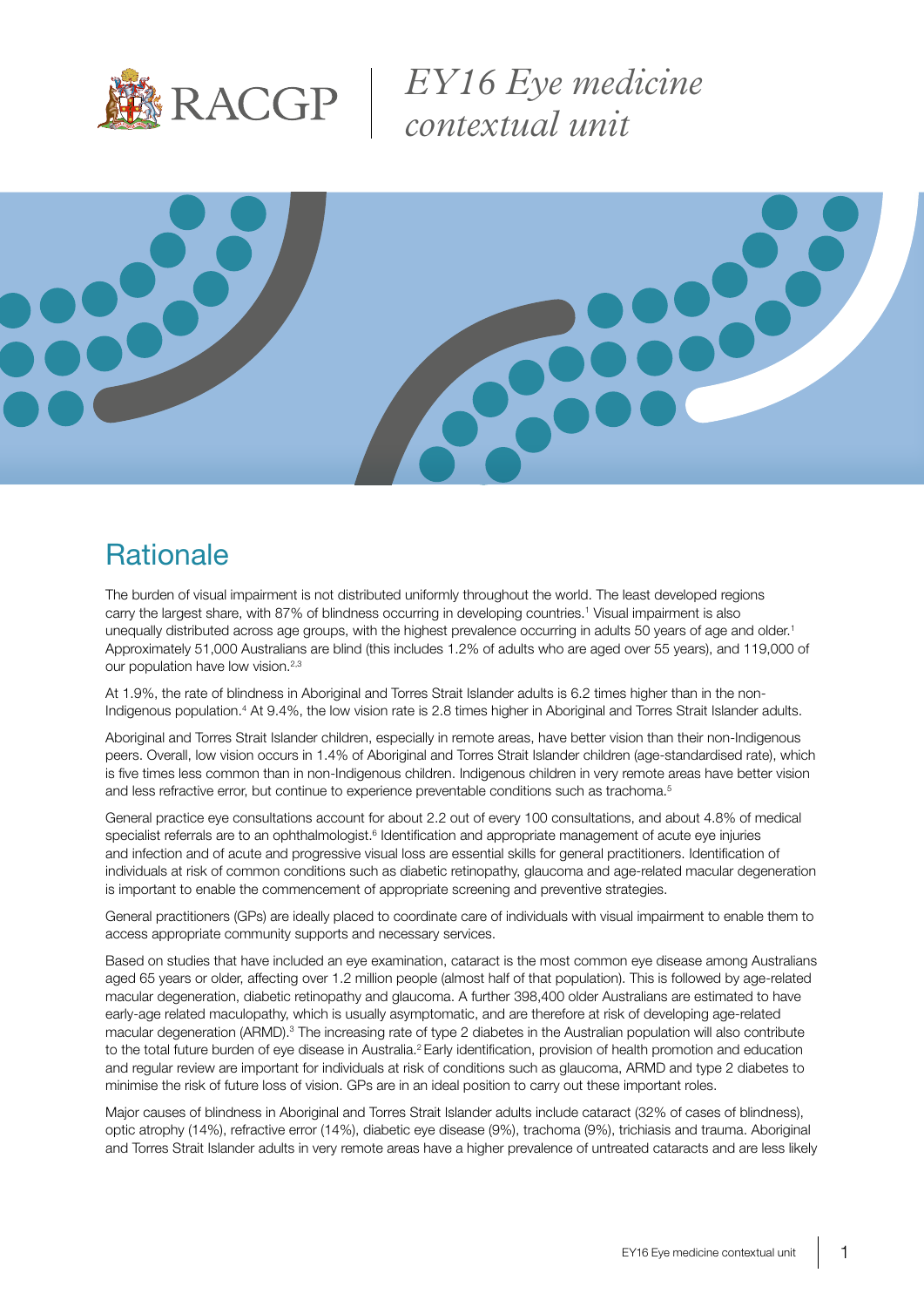# EY16 Eye medicine contextual unit

## Rationale

The burden of visual impairment is not distributed uniformly throughout the world. The least developed regions carry the largest share, with 87% of blindness occurring in developing countries.[1] Visual impairment is also unequally distributed across age groups, with the highest prevalence occurring in adults 50 years of age and older.[1] Approximately 51,000 Australians are blind (this includes 1.2% of adults who are aged over 55 years), and 119,000 of our population have low vision.[2,3]

At 1.9%, the rate of blindness in Aboriginal and Torres Strait Islander adults is 6.2 times higher than in the non-Indigenous population.[4] At 9.4%, the low vision rate is 2.8 times higher in Aboriginal and Torres Strait Islander adults.

Aboriginal and Torres Strait Islander children, especially in remote areas, have better vision than their non-Indigenous peers. Overall, low vision occurs in 1.4% of Aboriginal and Torres Strait Islander children (age-standardised rate), which is five times less common than in non-Indigenous children. Indigenous children in very remote areas have better vision and less refractive error, but continue to experience preventable conditions such as trachoma.[5]

General practice eye consultations account for about 2.2 out of every 100 consultations, and about 4.8% of medical specialist referrals are to an ophthalmologist.[6] Identification and appropriate management of acute eye injuries and infection and of acute and progressive visual loss are essential skills for general practitioners. Identification of individuals at risk of common conditions such as diabetic retinopathy, glaucoma and age-related macular degeneration is important to enable the commencement of appropriate screening and preventive strategies.

General practitioners (GPs) are ideally placed to coordinate care of individuals with visual impairment to enable them to access appropriate community supports and necessary services.

Based on studies that have included an eye examination, cataract is the most common eye disease among Australians aged 65 years or older, affecting over 1.2 million people (almost half of that population). This is followed by age-related macular degeneration, diabetic retinopathy and glaucoma. A further 398,400 older Australians are estimated to have early-age related maculopathy, which is usually asymptomatic, and are therefore at risk of developing age-related macular degeneration (ARMD).[3] The increasing rate of type 2 diabetes in the Australian population will also contribute to the total future burden of eye disease in Australia.[2] Early identification, provision of health promotion and education and regular review are important for individuals at risk of conditions such as glaucoma, ARMD and type 2 diabetes to minimise the risk of future loss of vision. GPs are in an ideal position to carry out these important roles.

Major causes of blindness in Aboriginal and Torres Strait Islander adults include cataract (32% of cases of blindness), optic atrophy (14%), refractive error (14%), diabetic eye disease (9%), trachoma (9%), trichiasis and trauma. Aboriginal and Torres Strait Islander adults in very remote areas have a higher prevalence of untreated cataracts and are less likely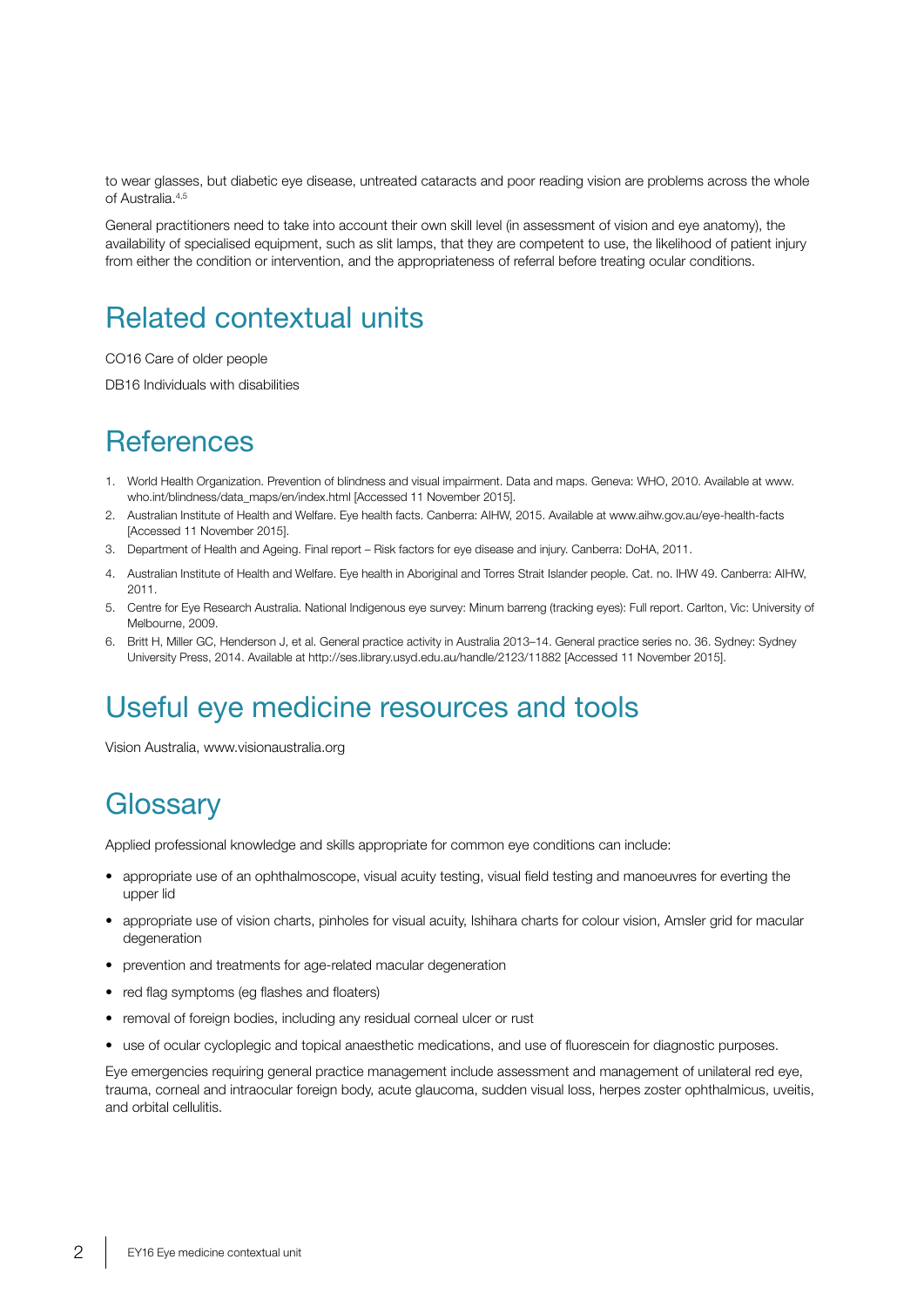to wear glasses, but diabetic eye disease, untreated cataracts and poor reading vision are problems across the whole of Australia.[4,5]

General practitioners need to take into account their own skill level (in assessment of vision and eye anatomy), the availability of specialised equipment, such as slit lamps, that they are competent to use, the likelihood of patient injury from either the condition or intervention, and the appropriateness of referral before treating ocular conditions.

## Related contextual units

CO16 Care of older people

DB16 Individuals with disabilities

## References

1. World Health Organization. Prevention of blindness and visual impairment. Data and maps. Geneva: WHO, 2010. Available at www.who.int/blindness/data_maps/en/index.html [Accessed 11 November 2015].
2. Australian Institute of Health and Welfare. Eye health facts. Canberra: AIHW, 2015. Available at www.aihw.gov.au/eye-health-facts [Accessed 11 November 2015].
3. Department of Health and Ageing. Final report – Risk factors for eye disease and injury. Canberra: DoHA, 2011.
4. Australian Institute of Health and Welfare. Eye health in Aboriginal and Torres Strait Islander people. Cat. no. IHW 49. Canberra: AIHW, 2011.
5. Centre for Eye Research Australia. National Indigenous eye survey: Minum barreng (tracking eyes): Full report. Carlton, Vic: University of Melbourne, 2009.
6. Britt H, Miller GC, Henderson J, et al. General practice activity in Australia 2013–14. General practice series no. 36. Sydney: Sydney University Press, 2014. Available at http://ses.library.usyd.edu.au/handle/2123/11882 [Accessed 11 November 2015].

## Useful eye medicine resources and tools

Vision Australia, www.visionaustralia.org

## Glossary

Applied professional knowledge and skills appropriate for common eye conditions can include:

- appropriate use of an ophthalmoscope, visual acuity testing, visual field testing and manoeuvres for everting the upper lid
- appropriate use of vision charts, pinholes for visual acuity, Ishihara charts for colour vision, Amsler grid for macular degeneration
- prevention and treatments for age-related macular degeneration
- red flag symptoms (eg flashes and floaters)
- removal of foreign bodies, including any residual corneal ulcer or rust
- use of ocular cycloplegic and topical anaesthetic medications, and use of fluorescein for diagnostic purposes.

Eye emergencies requiring general practice management include assessment and management of unilateral red eye, trauma, corneal and intraocular foreign body, acute glaucoma, sudden visual loss, herpes zoster ophthalmicus, uveitis, and orbital cellulitis.